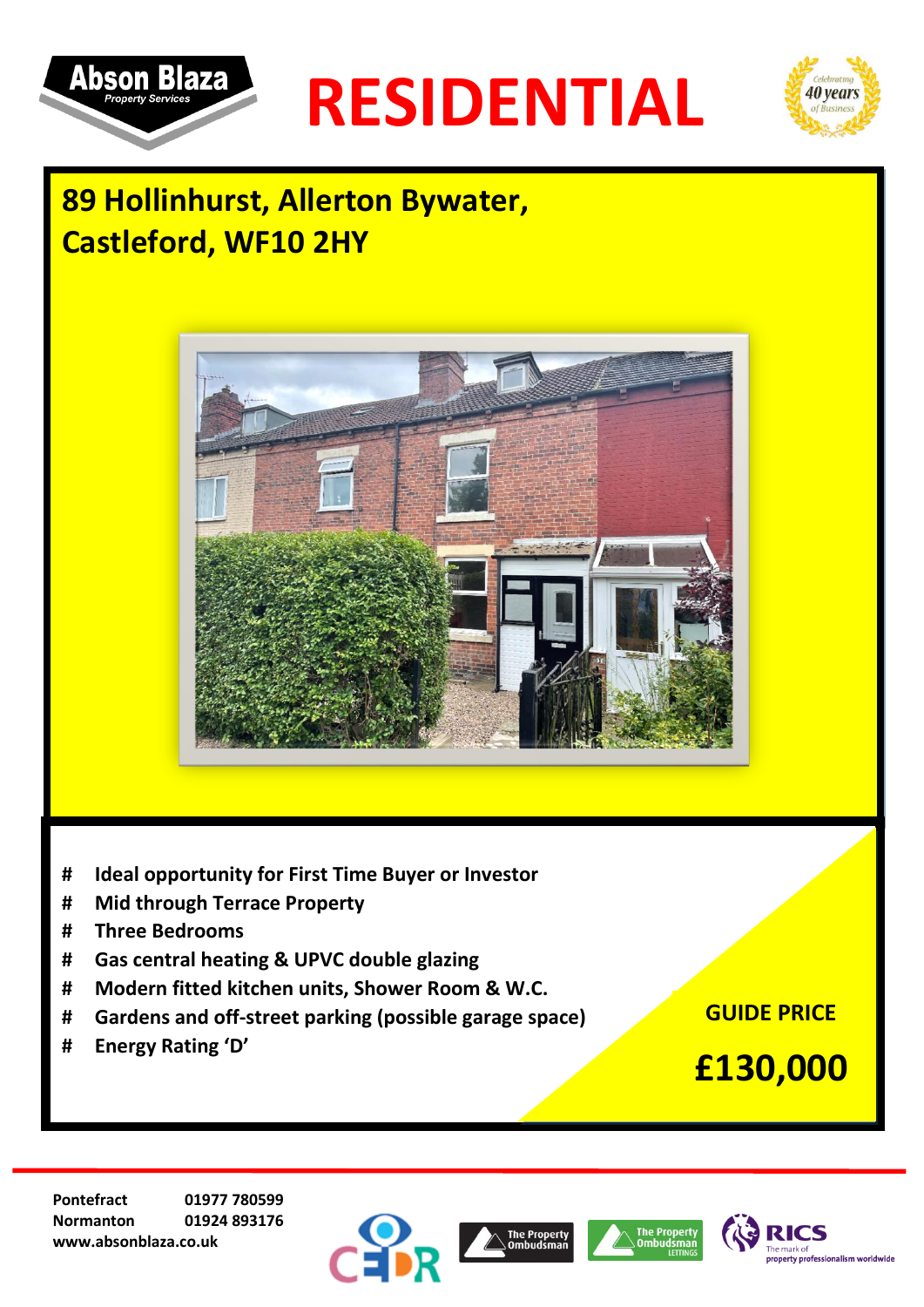Abson Blaza
Property Services

# RESIDENTIAL

Celebrating 40 years of Business

## 89 Hollinhurst, Allerton Bywater, Castleford, WF10 2HY

- **Ideal opportunity for First Time Buyer or Investor**
- **Mid through Terrace Property**
- **Three Bedrooms**
- **Gas central heating & UPVC double glazing**
- **Modern fitted kitchen units, Shower Room & W.C.**
- **Gardens and off-street parking (possible garage space)**
- **Energy Rating 'D'**

**GUIDE PRICE**

**£130,000**

**Pontefract** 01977 780599
**Normanton** 01924 893176
**www.absonblaza.co.uk**

CEDR
The Property Ombudsman
The Property Ombudsman LETTINGS
RICS The mark of property professionalism worldwide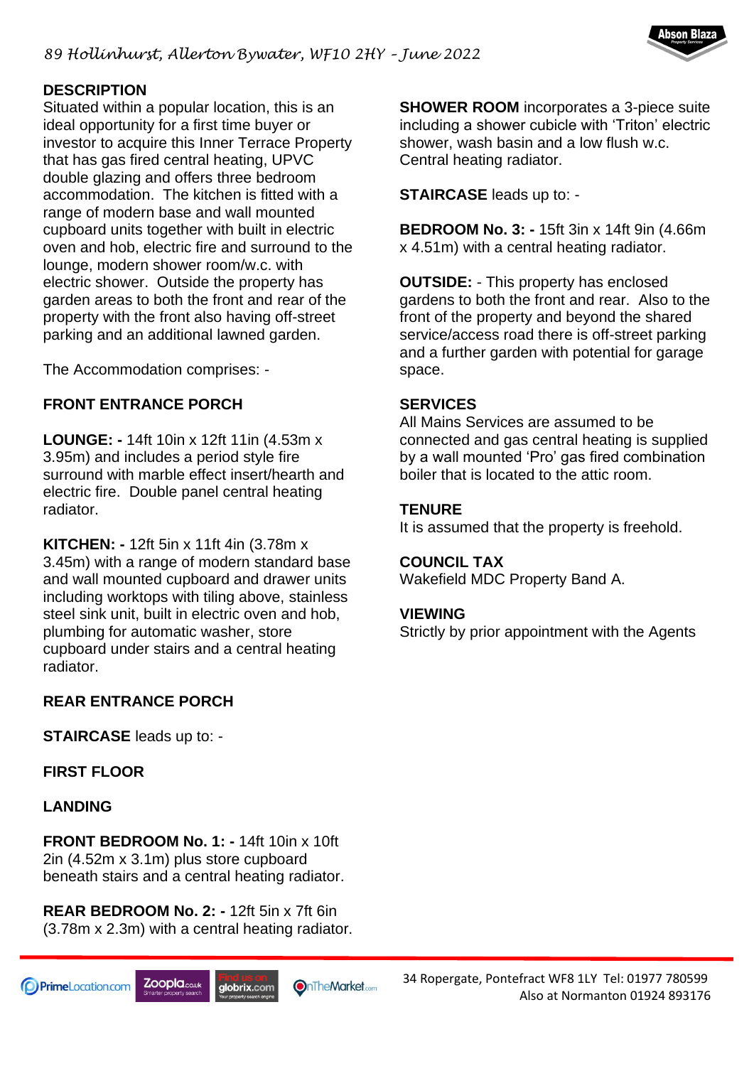*89 Hollinhurst, Allerton Bywater, WF10 2HY – June 2022*

## DESCRIPTION

Situated within a popular location, this is an ideal opportunity for a first time buyer or investor to acquire this Inner Terrace Property that has gas fired central heating, UPVC double glazing and offers three bedroom accommodation. The kitchen is fitted with a range of modern base and wall mounted cupboard units together with built in electric oven and hob, electric fire and surround to the lounge, modern shower room/w.c. with electric shower. Outside the property has garden areas to both the front and rear of the property with the front also having off-street parking and an additional lawned garden.

The Accommodation comprises: -

**FRONT ENTRANCE PORCH**

**LOUNGE: -** 14ft 10in x 12ft 11in (4.53m x 3.95m) and includes a period style fire surround with marble effect insert/hearth and electric fire. Double panel central heating radiator.

**KITCHEN: -** 12ft 5in x 11ft 4in (3.78m x 3.45m) with a range of modern standard base and wall mounted cupboard and drawer units including worktops with tiling above, stainless steel sink unit, built in electric oven and hob, plumbing for automatic washer, store cupboard under stairs and a central heating radiator.

**REAR ENTRANCE PORCH**

**STAIRCASE** leads up to: -

**FIRST FLOOR**

**LANDING**

**FRONT BEDROOM No. 1: -** 14ft 10in x 10ft 2in (4.52m x 3.1m) plus store cupboard beneath stairs and a central heating radiator.

**REAR BEDROOM No. 2: -** 12ft 5in x 7ft 6in (3.78m x 2.3m) with a central heating radiator.

**SHOWER ROOM** incorporates a 3-piece suite including a shower cubicle with 'Triton' electric shower, wash basin and a low flush w.c. Central heating radiator.

**STAIRCASE** leads up to: -

**BEDROOM No. 3: -** 15ft 3in x 14ft 9in (4.66m x 4.51m) with a central heating radiator.

**OUTSIDE:** - This property has enclosed gardens to both the front and rear. Also to the front of the property and beyond the shared service/access road there is off-street parking and a further garden with potential for garage space.

## SERVICES

All Mains Services are assumed to be connected and gas central heating is supplied by a wall mounted 'Pro' gas fired combination boiler that is located to the attic room.

## TENURE

It is assumed that the property is freehold.

## COUNCIL TAX

Wakefield MDC Property Band A.

## VIEWING

Strictly by prior appointment with the Agents

34 Ropergate, Pontefract WF8 1LY Tel: 01977 780599
Also at Normanton 01924 893176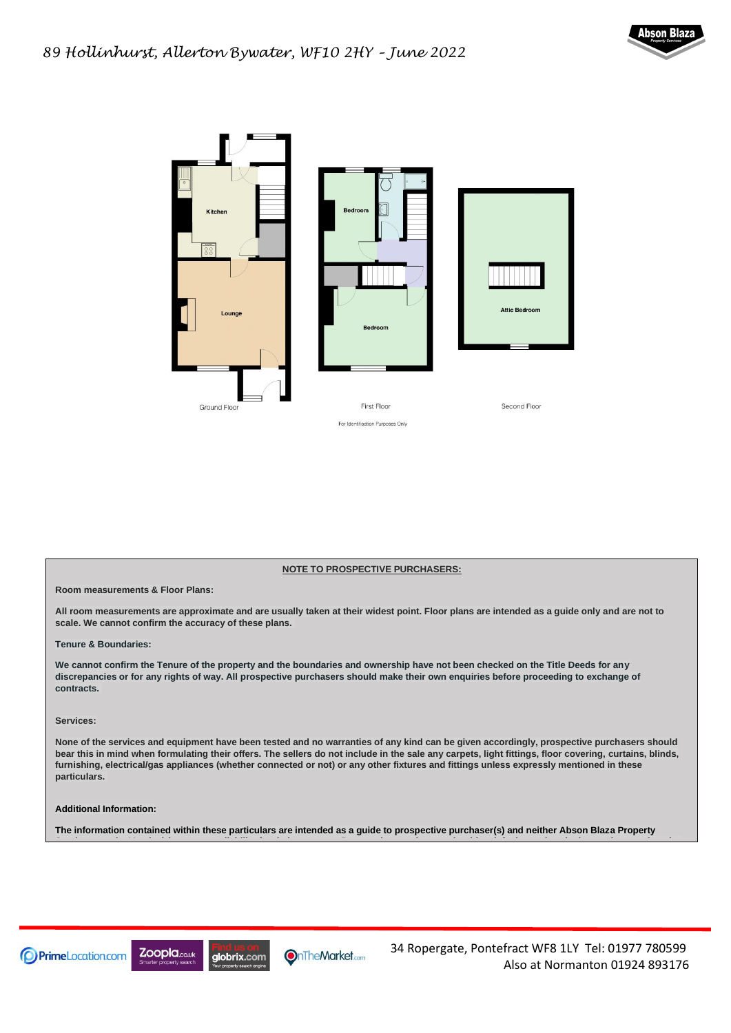*89 Hollinhurst, Allerton Bywater, WF10 2HY – June 2022*

Kitchen

Lounge

Ground Floor

Bedroom

Bedroom

First Floor

Attic Bedroom

Second Floor

For Identification Purposes Only

**NOTE TO PROSPECTIVE PURCHASERS:**

**Room measurements & Floor Plans:**

**All room measurements are approximate and are usually taken at their widest point. Floor plans are intended as a guide only and are not to scale. We cannot confirm the accuracy of these plans.**

**Tenure & Boundaries:**

**We cannot confirm the Tenure of the property and the boundaries and ownership have not been checked on the Title Deeds for any discrepancies or for any rights of way. All prospective purchasers should make their own enquiries before proceeding to exchange of contracts.**

**Services:**

**None of the services and equipment have been tested and no warranties of any kind can be given accordingly, prospective purchasers should bear this in mind when formulating their offers. The sellers do not include in the sale any carpets, light fittings, floor covering, curtains, blinds, furnishing, electrical/gas appliances (whether connected or not) or any other fixtures and fittings unless expressly mentioned in these particulars.**

**Additional Information:**

**The information contained within these particulars are intended as a guide to prospective purchaser(s) and neither Abson Blaza Property**

34 Ropergate, Pontefract WF8 1LY Tel: 01977 780599
Also at Normanton 01924 893176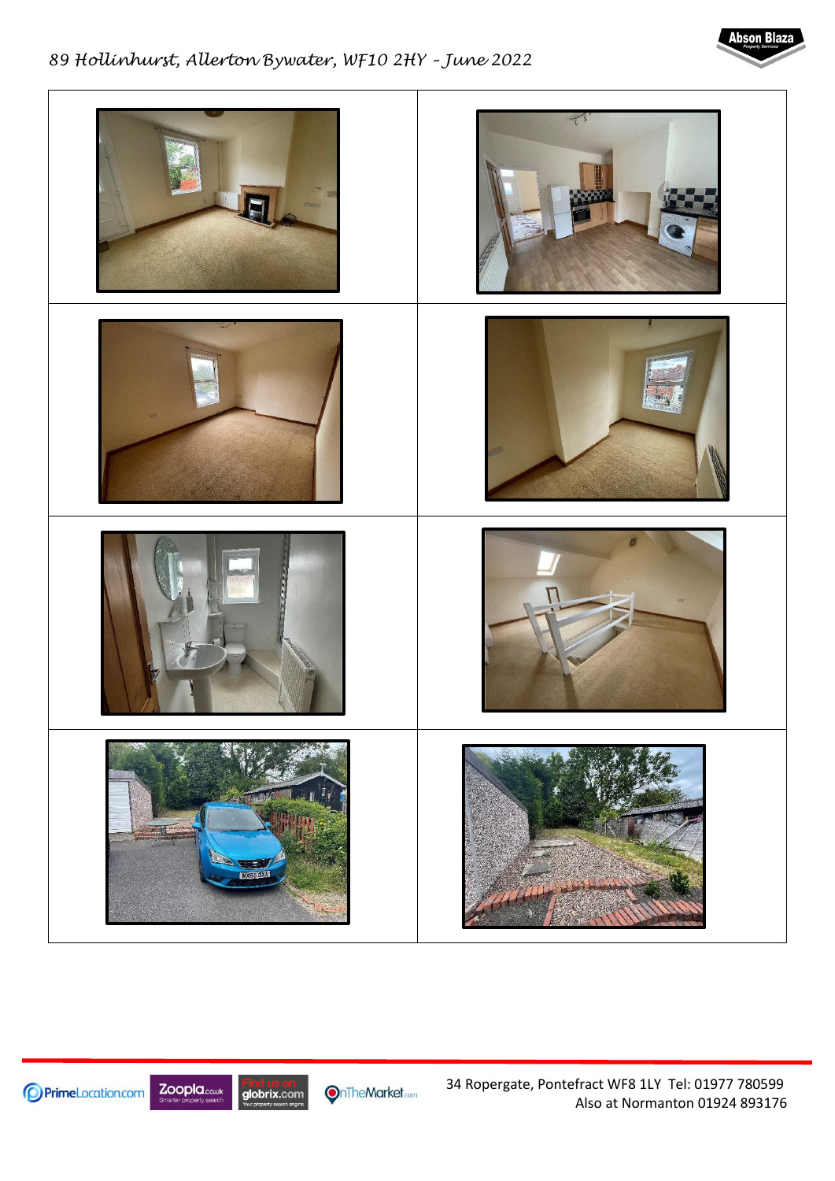*89 Hollinhurst, Allerton Bywater, WF10 2HY – June 2022*

34 Ropergate, Pontefract WF8 1LY Tel: 01977 780599
Also at Normanton 01924 893176